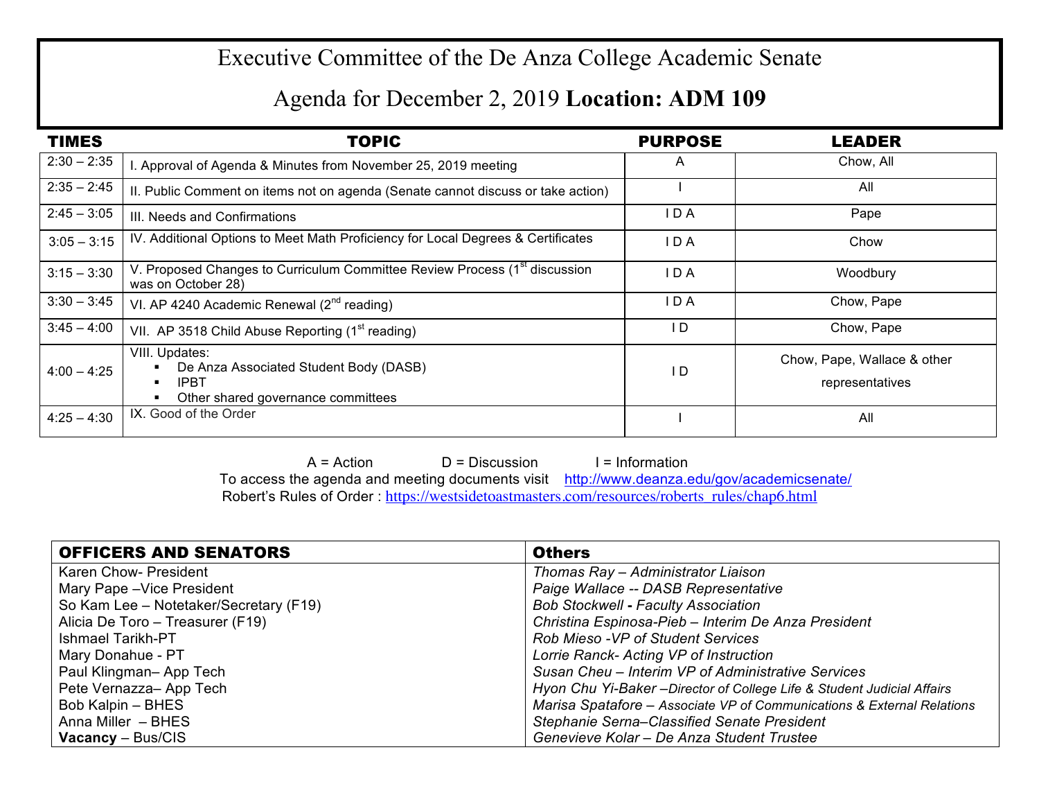# Executive Committee of the De Anza College Academic Senate

## Agenda for December 2, 2019 **Location: ADM 109**

| TIMES | TOPIC | PURPOSE | LEADER |
| --- | --- | --- | --- |
| 2:30 – 2:35 | I. Approval of Agenda & Minutes from November 25, 2019 meeting | A | Chow, All |
| 2:35 – 2:45 | II. Public Comment on items not on agenda (Senate cannot discuss or take action) | I | All |
| 2:45 – 3:05 | III. Needs and Confirmations | I D A | Pape |
| 3:05 – 3:15 | IV. Additional Options to Meet Math Proficiency for Local Degrees & Certificates | I D A | Chow |
| 3:15 – 3:30 | V. Proposed Changes to Curriculum Committee Review Process (1st discussion was on October 28) | I D A | Woodbury |
| 3:30 – 3:45 | VI. AP 4240 Academic Renewal (2nd reading) | I D A | Chow, Pape |
| 3:45 – 4:00 | VII. AP 3518 Child Abuse Reporting (1st reading) | I D | Chow, Pape |
| 4:00 – 4:25 | VIII. Updates:<br>▪ De Anza Associated Student Body (DASB)<br>▪ IPBT<br>▪ Other shared governance committees | I D | Chow, Pape, Wallace & other representatives |
| 4:25 – 4:30 | IX. Good of the Order | I | All |

A = Action D = Discussion I = Information

To access the agenda and meeting documents visit http://www.deanza.edu/gov/academicsenate/

Robert's Rules of Order : https://westsidetoastmasters.com/resources/roberts_rules/chap6.html

| OFFICERS AND SENATORS | Others |
| --- | --- |
| Karen Chow- President | *Thomas Ray – Administrator Liaison* |
| Mary Pape –Vice President | *Paige Wallace -- DASB Representative* |
| So Kam Lee – Notetaker/Secretary (F19) | *Bob Stockwell - Faculty Association* |
| Alicia De Toro – Treasurer (F19) | *Christina Espinosa-Pieb – Interim De Anza President* |
| Ishmael Tarikh-PT | *Rob Mieso -VP of Student Services* |
| Mary Donahue - PT | *Lorrie Ranck- Acting VP of Instruction* |
| Paul Klingman– App Tech | *Susan Cheu – Interim VP of Administrative Services* |
| Pete Vernazza– App Tech | *Hyon Chu Yi-Baker –Director of College Life & Student Judicial Affairs* |
| Bob Kalpin – BHES | *Marisa Spatafore – Associate VP of Communications & External Relations* |
| Anna Miller – BHES | *Stephanie Serna–Classified Senate President* |
| **Vacancy** – Bus/CIS | *Genevieve Kolar – De Anza Student Trustee* |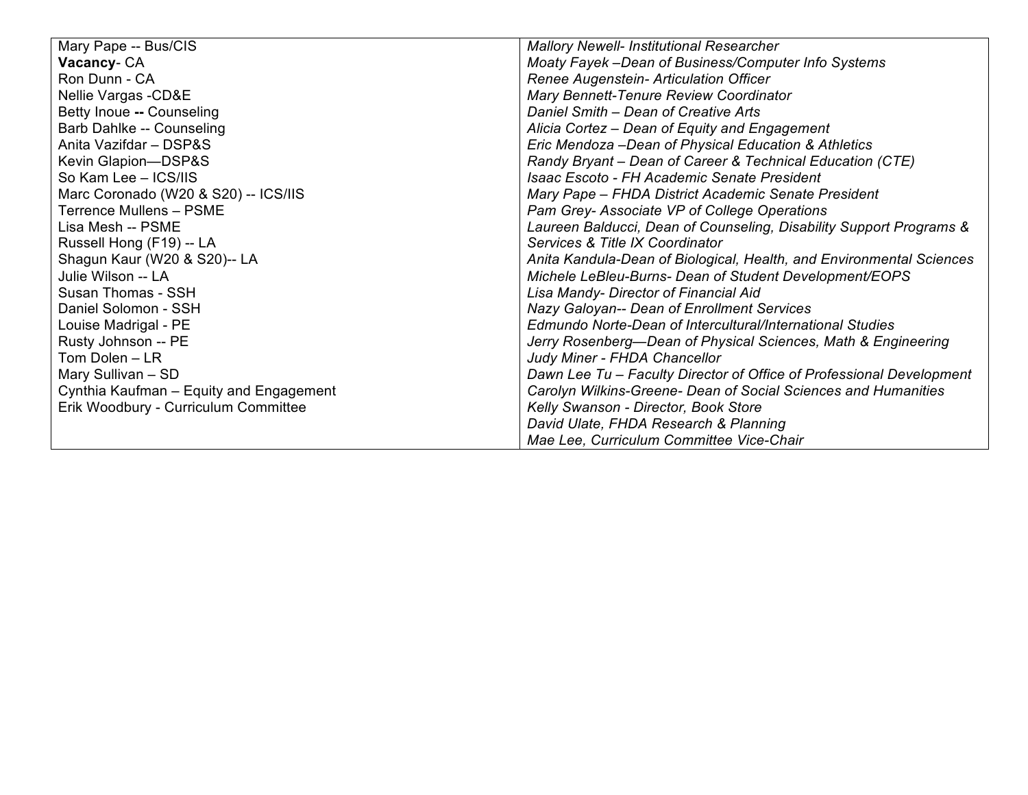| | |
|---|---|
| Mary Pape -- Bus/CIS | *Mallory Newell- Institutional Researcher* |
| **Vacancy**- CA | *Moaty Fayek –Dean of Business/Computer Info Systems* |
| Ron Dunn - CA | *Renee Augenstein- Articulation Officer* |
| Nellie Vargas -CD&E | *Mary Bennett-Tenure Review Coordinator* |
| Betty Inoue **--** Counseling | *Daniel Smith – Dean of Creative Arts* |
| Barb Dahlke -- Counseling | *Alicia Cortez – Dean of Equity and Engagement* |
| Anita Vazifdar – DSP&S | *Eric Mendoza –Dean of Physical Education & Athletics* |
| Kevin Glapion—DSP&S | *Randy Bryant – Dean of Career & Technical Education (CTE)* |
| So Kam Lee – ICS/IIS | *Isaac Escoto - FH Academic Senate President* |
| Marc Coronado (W20 & S20) -- ICS/IIS | *Mary Pape – FHDA District Academic Senate President* |
| Terrence Mullens – PSME | *Pam Grey- Associate VP of College Operations* |
| Lisa Mesh -- PSME | *Laureen Balducci, Dean of Counseling, Disability Support Programs & Services & Title IX Coordinator* |
| Russell Hong (F19) -- LA | |
| Shagun Kaur (W20 & S20)-- LA | *Anita Kandula-Dean of Biological, Health, and Environmental Sciences* |
| Julie Wilson -- LA | *Michele LeBleu-Burns- Dean of Student Development/EOPS* |
| Susan Thomas - SSH | *Lisa Mandy- Director of Financial Aid* |
| Daniel Solomon - SSH | *Nazy Galoyan-- Dean of Enrollment Services* |
| Louise Madrigal - PE | *Edmundo Norte-Dean of Intercultural/International Studies* |
| Rusty Johnson -- PE | *Jerry Rosenberg—Dean of Physical Sciences, Math & Engineering* |
| Tom Dolen – LR | *Judy Miner - FHDA Chancellor* |
| Mary Sullivan – SD | *Dawn Lee Tu – Faculty Director of Office of Professional Development* |
| Cynthia Kaufman – Equity and Engagement | *Carolyn Wilkins-Greene- Dean of Social Sciences and Humanities* |
| Erik Woodbury - Curriculum Committee | *Kelly Swanson - Director, Book Store* |
| | *David Ulate, FHDA Research & Planning* |
| | *Mae Lee, Curriculum Committee Vice-Chair* |